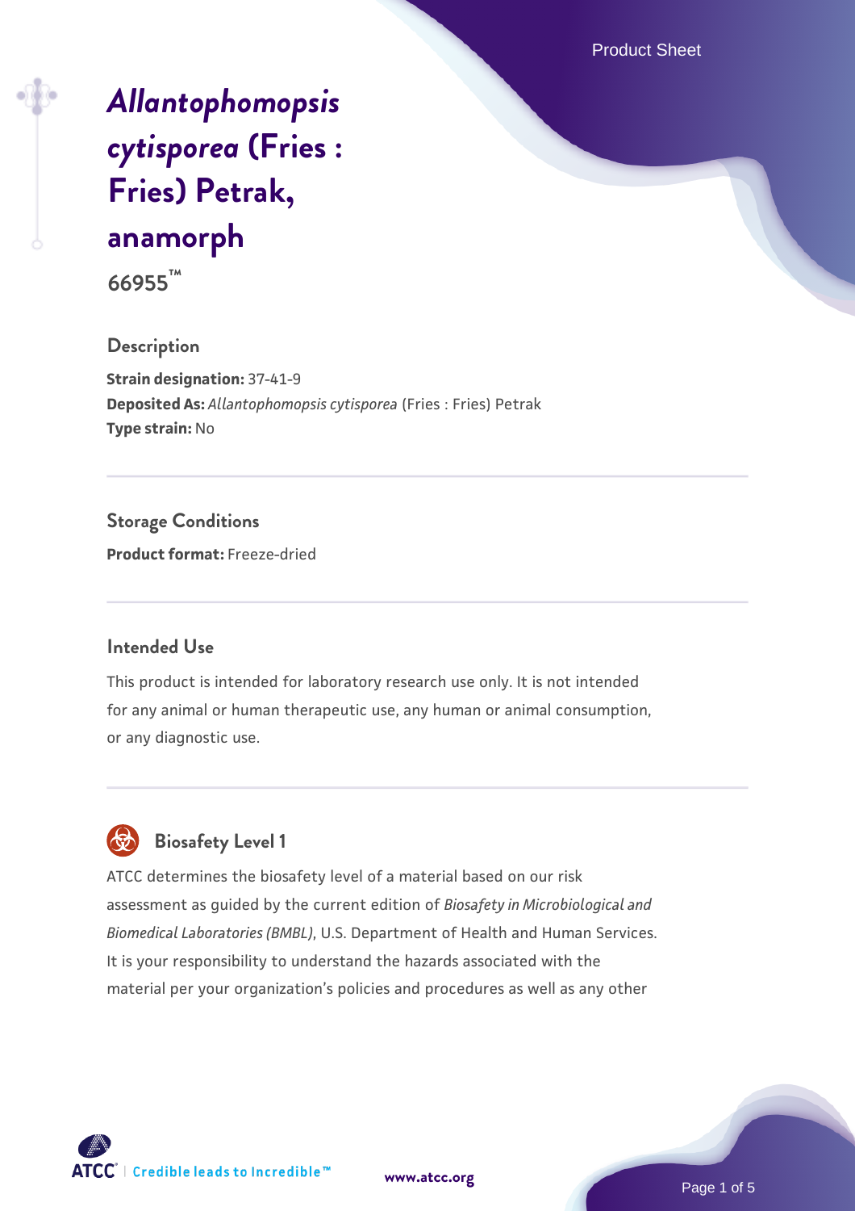# *Allantophomopsis cytisporea* (Fries : Fries) Petrak, anamorph

**66955™**

## Description

**Strain designation:** 37-41-9
**Deposited As:** *Allantophomopsis cytisporea* (Fries : Fries) Petrak
**Type strain:** No

## Storage Conditions

**Product format:** Freeze-dried

## Intended Use

This product is intended for laboratory research use only. It is not intended for any animal or human therapeutic use, any human or animal consumption, or any diagnostic use.

## Biosafety Level 1

ATCC determines the biosafety level of a material based on our risk assessment as guided by the current edition of *Biosafety in Microbiological and Biomedical Laboratories (BMBL)*, U.S. Department of Health and Human Services. It is your responsibility to understand the hazards associated with the material per your organization's policies and procedures as well as any other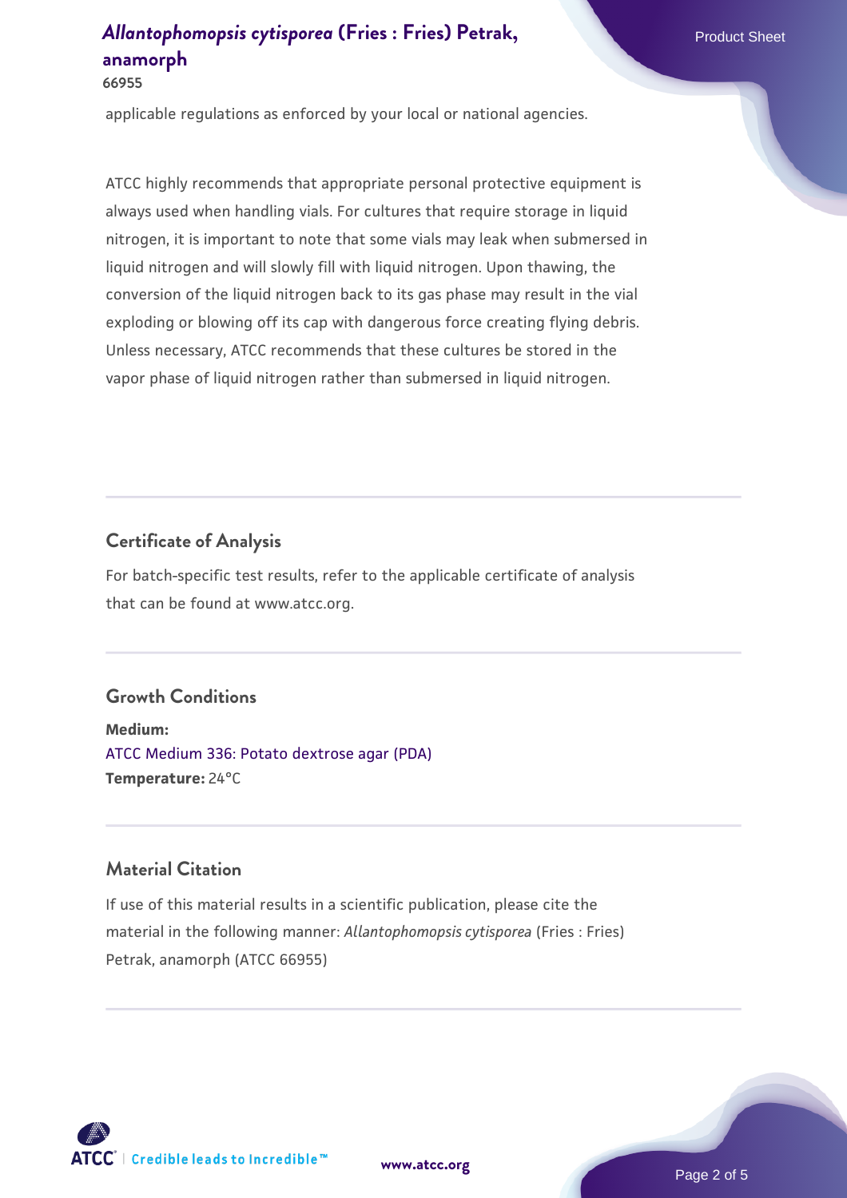applicable regulations as enforced by your local or national agencies.

ATCC highly recommends that appropriate personal protective equipment is always used when handling vials. For cultures that require storage in liquid nitrogen, it is important to note that some vials may leak when submersed in liquid nitrogen and will slowly fill with liquid nitrogen. Upon thawing, the conversion of the liquid nitrogen back to its gas phase may result in the vial exploding or blowing off its cap with dangerous force creating flying debris. Unless necessary, ATCC recommends that these cultures be stored in the vapor phase of liquid nitrogen rather than submersed in liquid nitrogen.

## Certificate of Analysis

For batch-specific test results, refer to the applicable certificate of analysis that can be found at www.atcc.org.

## Growth Conditions

**Medium:**
ATCC Medium 336: Potato dextrose agar (PDA)
**Temperature:** 24°C

## Material Citation

If use of this material results in a scientific publication, please cite the material in the following manner: *Allantophomopsis cytisporea* (Fries : Fries) Petrak, anamorph (ATCC 66955)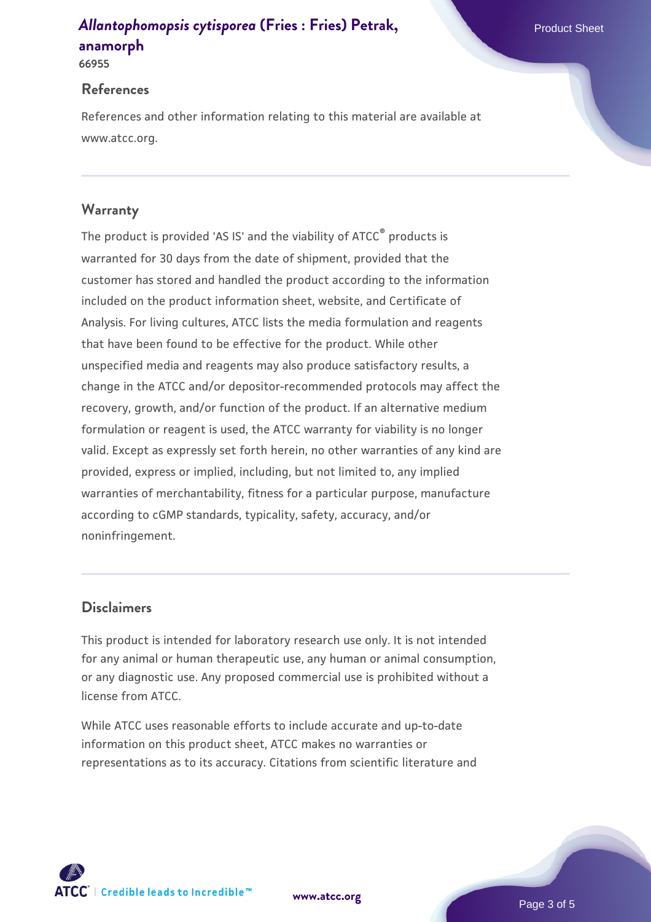## References

References and other information relating to this material are available at www.atcc.org.

## Warranty

The product is provided 'AS IS' and the viability of ATCC® products is warranted for 30 days from the date of shipment, provided that the customer has stored and handled the product according to the information included on the product information sheet, website, and Certificate of Analysis. For living cultures, ATCC lists the media formulation and reagents that have been found to be effective for the product. While other unspecified media and reagents may also produce satisfactory results, a change in the ATCC and/or depositor-recommended protocols may affect the recovery, growth, and/or function of the product. If an alternative medium formulation or reagent is used, the ATCC warranty for viability is no longer valid. Except as expressly set forth herein, no other warranties of any kind are provided, express or implied, including, but not limited to, any implied warranties of merchantability, fitness for a particular purpose, manufacture according to cGMP standards, typicality, safety, accuracy, and/or noninfringement.

## Disclaimers

This product is intended for laboratory research use only. It is not intended for any animal or human therapeutic use, any human or animal consumption, or any diagnostic use. Any proposed commercial use is prohibited without a license from ATCC.

While ATCC uses reasonable efforts to include accurate and up-to-date information on this product sheet, ATCC makes no warranties or representations as to its accuracy. Citations from scientific literature and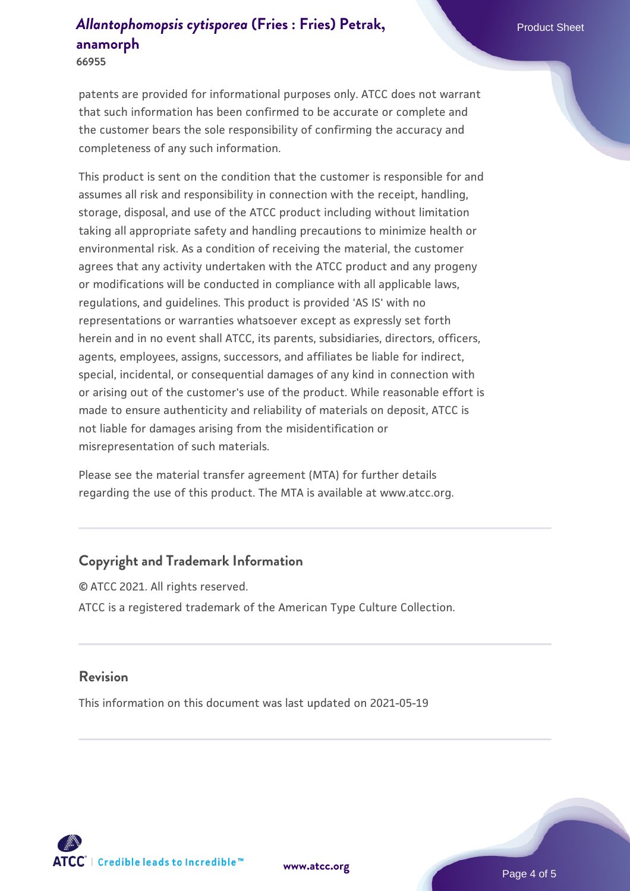patents are provided for informational purposes only. ATCC does not warrant that such information has been confirmed to be accurate or complete and the customer bears the sole responsibility of confirming the accuracy and completeness of any such information.

This product is sent on the condition that the customer is responsible for and assumes all risk and responsibility in connection with the receipt, handling, storage, disposal, and use of the ATCC product including without limitation taking all appropriate safety and handling precautions to minimize health or environmental risk. As a condition of receiving the material, the customer agrees that any activity undertaken with the ATCC product and any progeny or modifications will be conducted in compliance with all applicable laws, regulations, and guidelines. This product is provided 'AS IS' with no representations or warranties whatsoever except as expressly set forth herein and in no event shall ATCC, its parents, subsidiaries, directors, officers, agents, employees, assigns, successors, and affiliates be liable for indirect, special, incidental, or consequential damages of any kind in connection with or arising out of the customer's use of the product. While reasonable effort is made to ensure authenticity and reliability of materials on deposit, ATCC is not liable for damages arising from the misidentification or misrepresentation of such materials.

Please see the material transfer agreement (MTA) for further details regarding the use of this product. The MTA is available at www.atcc.org.

## Copyright and Trademark Information

© ATCC 2021. All rights reserved.

ATCC is a registered trademark of the American Type Culture Collection.

## Revision

This information on this document was last updated on 2021-05-19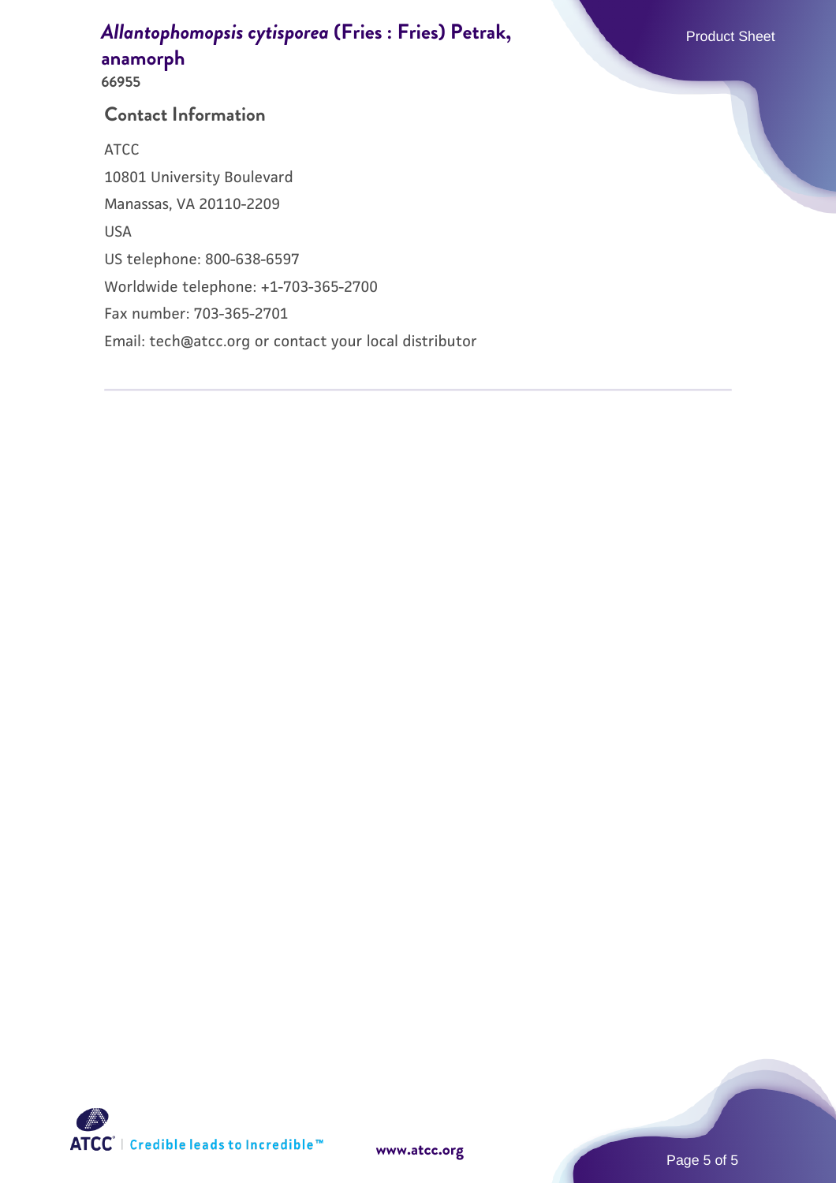## Contact Information

ATCC

10801 University Boulevard

Manassas, VA 20110-2209

USA

US telephone: 800-638-6597

Worldwide telephone: +1-703-365-2700

Fax number: 703-365-2701

Email: tech@atcc.org or contact your local distributor